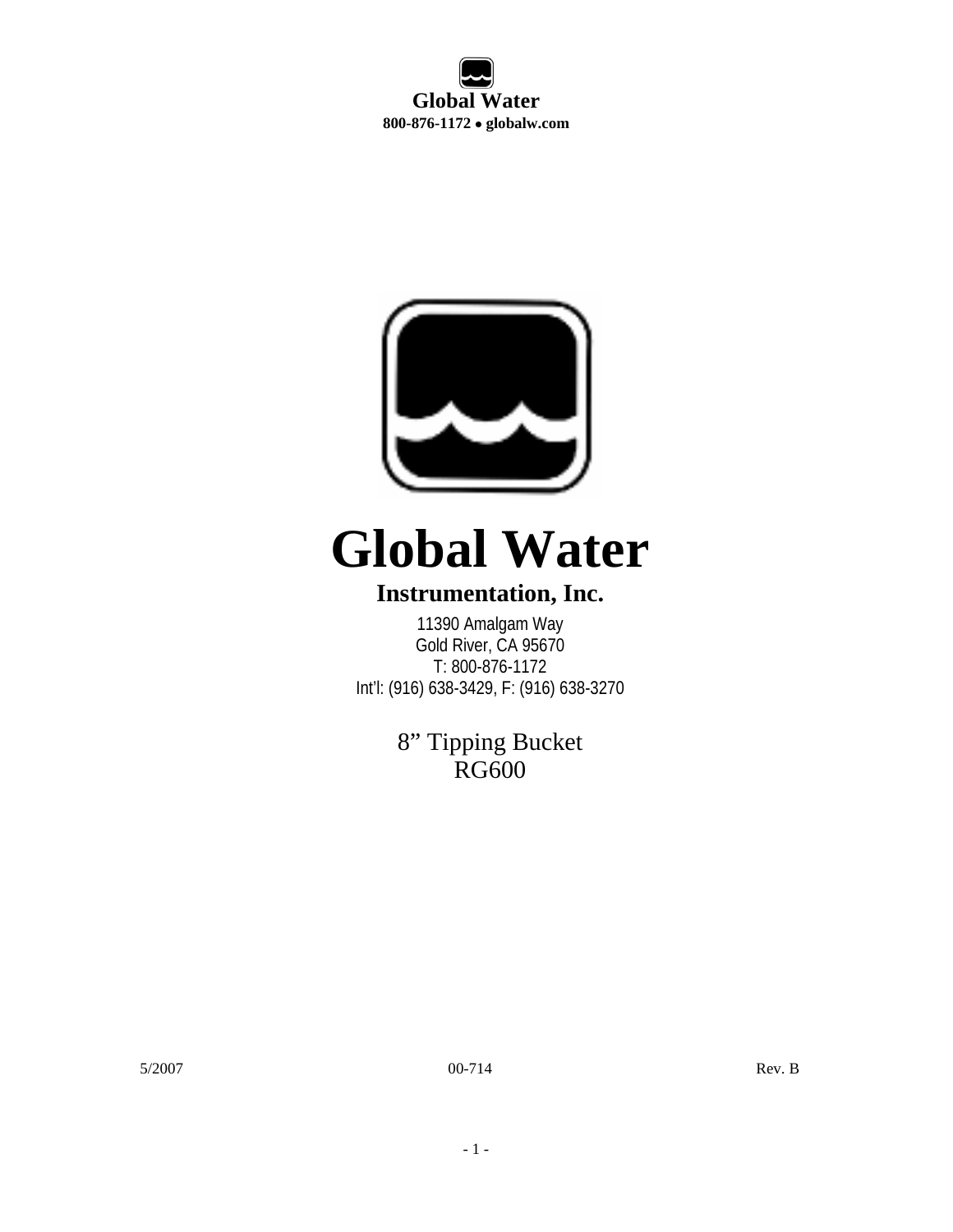**Global Water**
**800-876-1172 • globalw.com**

# Global Water

## Instrumentation, Inc.

11390 Amalgam Way
Gold River, CA 95670
T: 800-876-1172
Int'l: (916) 638-3429, F: (916) 638-3270

8" Tipping Bucket
RG600

5/2007 00-714 Rev. B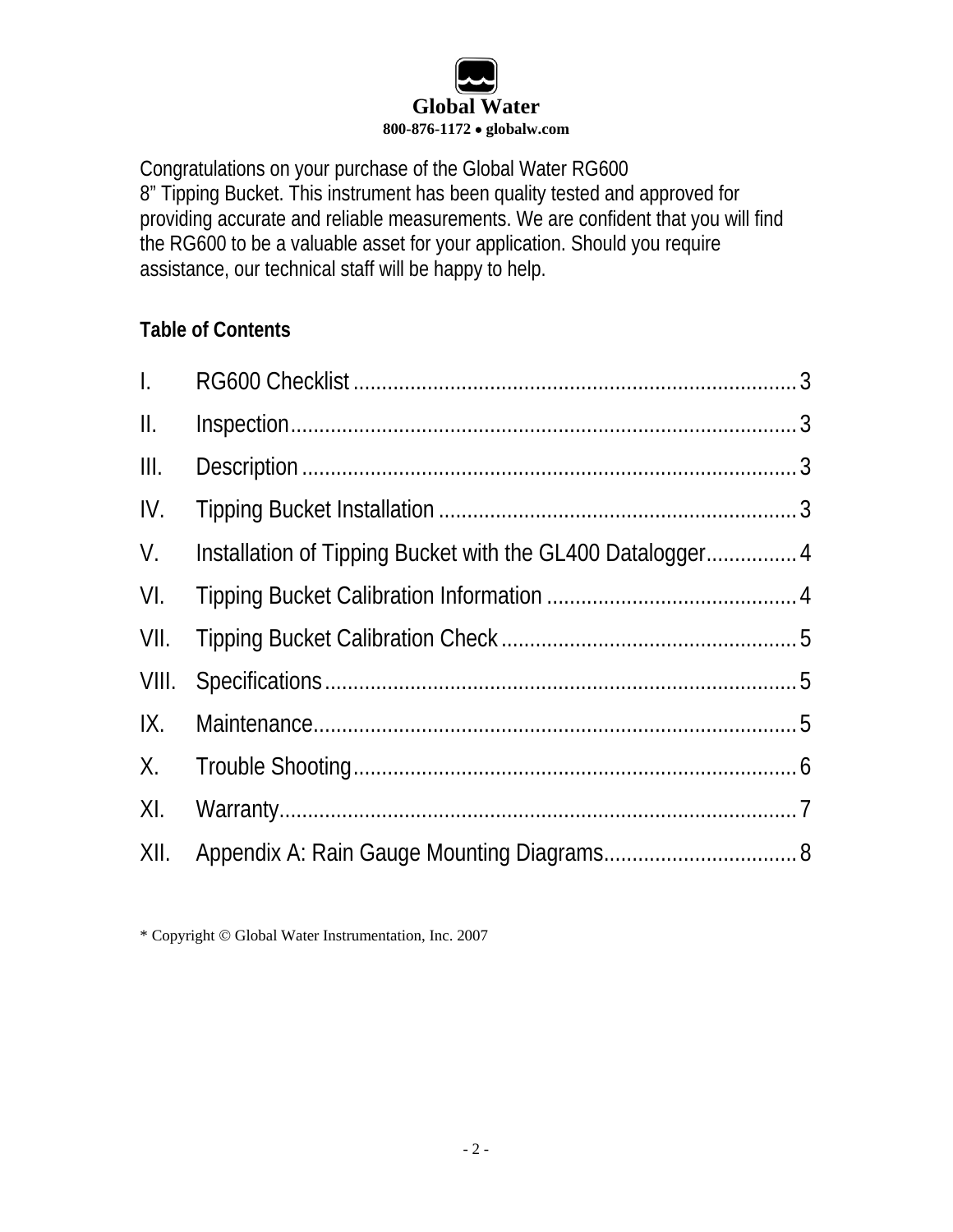**Global Water**
**800-876-1172 • globalw.com**

Congratulations on your purchase of the Global Water RG600 8" Tipping Bucket. This instrument has been quality tested and approved for providing accurate and reliable measurements. We are confident that you will find the RG600 to be a valuable asset for your application. Should you require assistance, our technical staff will be happy to help.

**Table of Contents**

I. RG600 Checklist ........ 3
II. Inspection ........ 3
III. Description ........ 3
IV. Tipping Bucket Installation ........ 3
V. Installation of Tipping Bucket with the GL400 Datalogger ........ 4
VI. Tipping Bucket Calibration Information ........ 4
VII. Tipping Bucket Calibration Check ........ 5
VIII. Specifications ........ 5
IX. Maintenance ........ 5
X. Trouble Shooting ........ 6
XI. Warranty ........ 7
XII. Appendix A: Rain Gauge Mounting Diagrams ........ 8

* Copyright © Global Water Instrumentation, Inc. 2007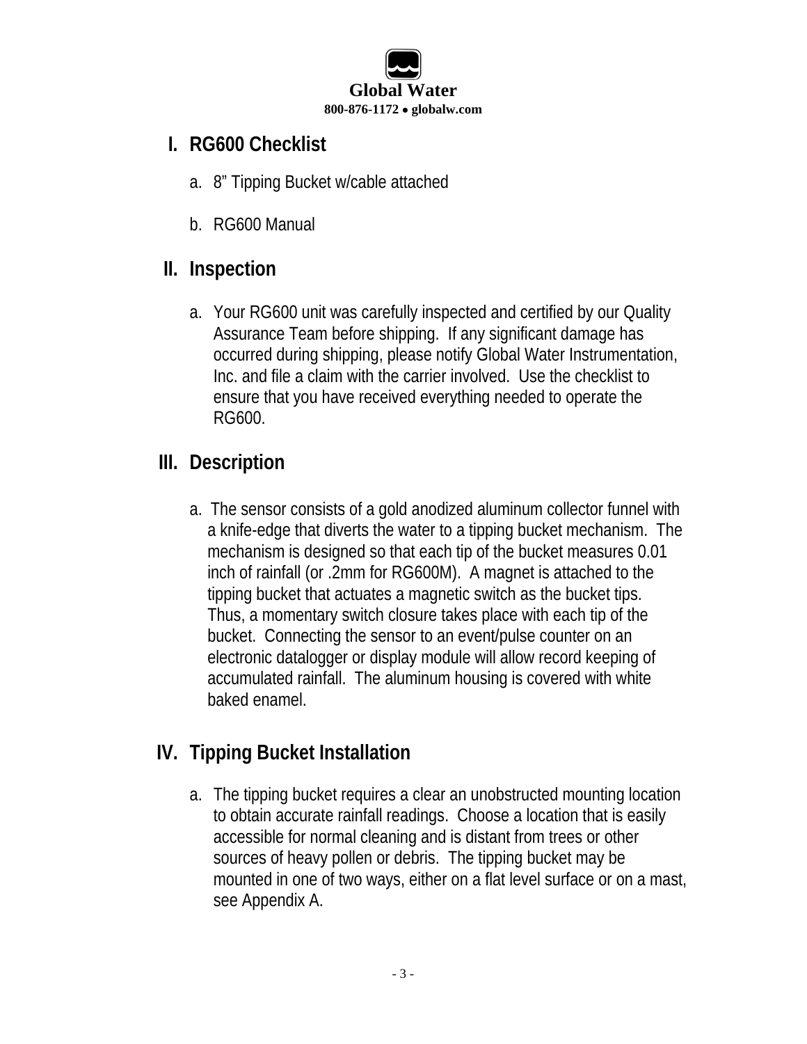## I. RG600 Checklist

a. 8" Tipping Bucket w/cable attached

b. RG600 Manual

## II. Inspection

a. Your RG600 unit was carefully inspected and certified by our Quality Assurance Team before shipping. If any significant damage has occurred during shipping, please notify Global Water Instrumentation, Inc. and file a claim with the carrier involved. Use the checklist to ensure that you have received everything needed to operate the RG600.

## III. Description

a. The sensor consists of a gold anodized aluminum collector funnel with a knife-edge that diverts the water to a tipping bucket mechanism. The mechanism is designed so that each tip of the bucket measures 0.01 inch of rainfall (or .2mm for RG600M). A magnet is attached to the tipping bucket that actuates a magnetic switch as the bucket tips. Thus, a momentary switch closure takes place with each tip of the bucket. Connecting the sensor to an event/pulse counter on an electronic datalogger or display module will allow record keeping of accumulated rainfall. The aluminum housing is covered with white baked enamel.

## IV. Tipping Bucket Installation

a. The tipping bucket requires a clear an unobstructed mounting location to obtain accurate rainfall readings. Choose a location that is easily accessible for normal cleaning and is distant from trees or other sources of heavy pollen or debris. The tipping bucket may be mounted in one of two ways, either on a flat level surface or on a mast, see Appendix A.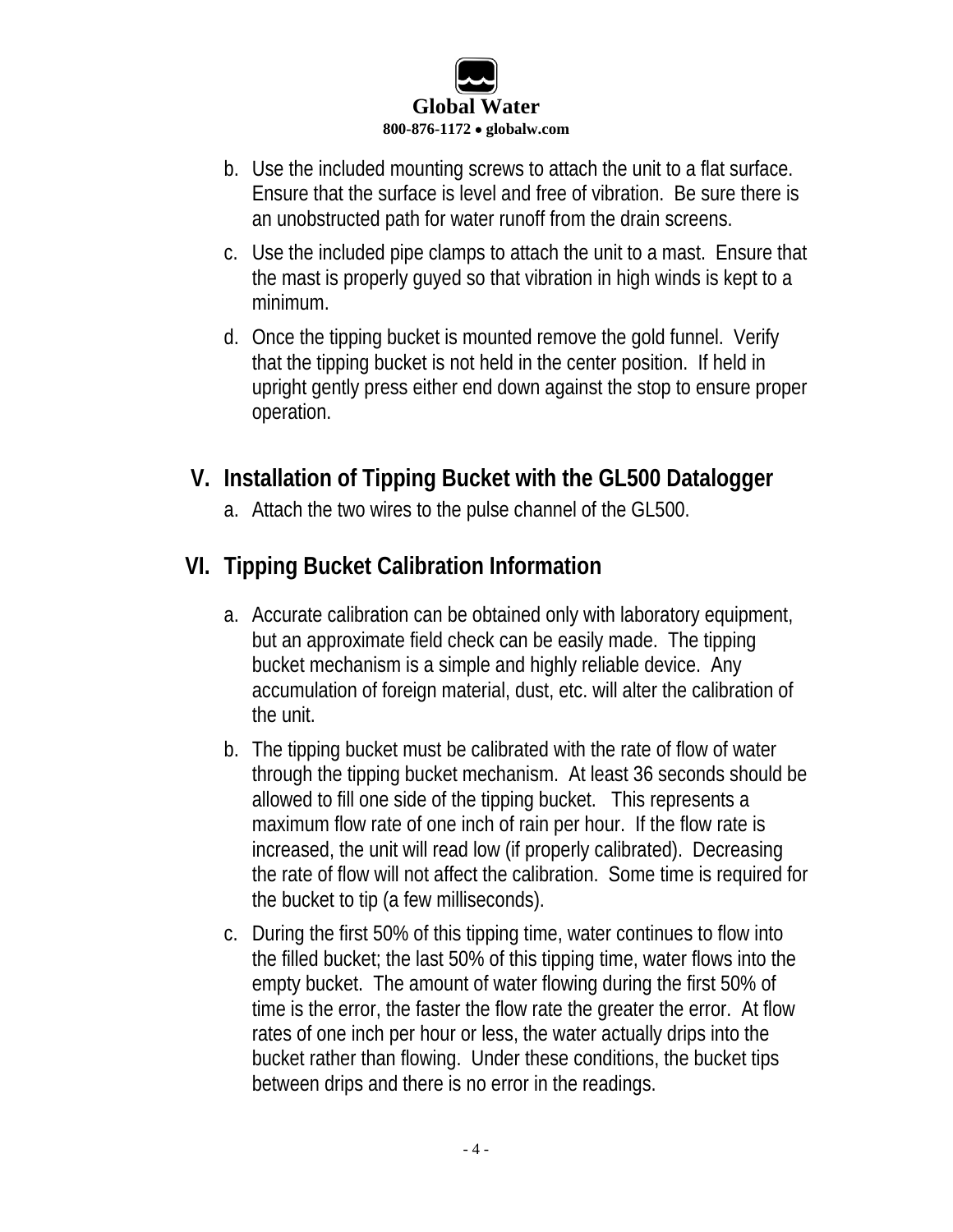b. Use the included mounting screws to attach the unit to a flat surface. Ensure that the surface is level and free of vibration. Be sure there is an unobstructed path for water runoff from the drain screens.

c. Use the included pipe clamps to attach the unit to a mast. Ensure that the mast is properly guyed so that vibration in high winds is kept to a minimum.

d. Once the tipping bucket is mounted remove the gold funnel. Verify that the tipping bucket is not held in the center position. If held in upright gently press either end down against the stop to ensure proper operation.

## V. Installation of Tipping Bucket with the GL500 Datalogger

a. Attach the two wires to the pulse channel of the GL500.

## VI. Tipping Bucket Calibration Information

a. Accurate calibration can be obtained only with laboratory equipment, but an approximate field check can be easily made. The tipping bucket mechanism is a simple and highly reliable device. Any accumulation of foreign material, dust, etc. will alter the calibration of the unit.

b. The tipping bucket must be calibrated with the rate of flow of water through the tipping bucket mechanism. At least 36 seconds should be allowed to fill one side of the tipping bucket. This represents a maximum flow rate of one inch of rain per hour. If the flow rate is increased, the unit will read low (if properly calibrated). Decreasing the rate of flow will not affect the calibration. Some time is required for the bucket to tip (a few milliseconds).

c. During the first 50% of this tipping time, water continues to flow into the filled bucket; the last 50% of this tipping time, water flows into the empty bucket. The amount of water flowing during the first 50% of time is the error, the faster the flow rate the greater the error. At flow rates of one inch per hour or less, the water actually drips into the bucket rather than flowing. Under these conditions, the bucket tips between drips and there is no error in the readings.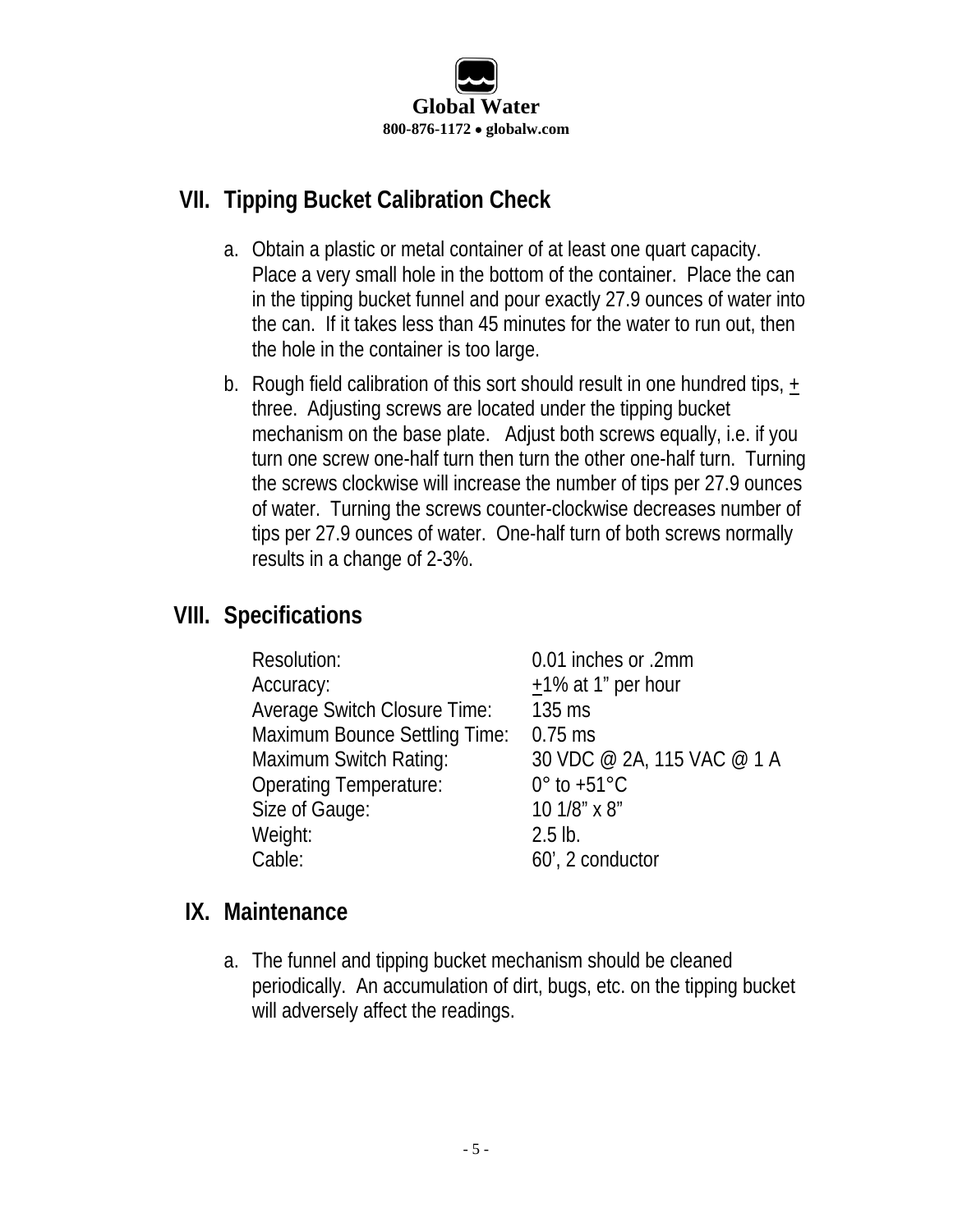## VII. Tipping Bucket Calibration Check

a. Obtain a plastic or metal container of at least one quart capacity. Place a very small hole in the bottom of the container. Place the can in the tipping bucket funnel and pour exactly 27.9 ounces of water into the can. If it takes less than 45 minutes for the water to run out, then the hole in the container is too large.

b. Rough field calibration of this sort should result in one hundred tips, ± three. Adjusting screws are located under the tipping bucket mechanism on the base plate. Adjust both screws equally, i.e. if you turn one screw one-half turn then turn the other one-half turn. Turning the screws clockwise will increase the number of tips per 27.9 ounces of water. Turning the screws counter-clockwise decreases number of tips per 27.9 ounces of water. One-half turn of both screws normally results in a change of 2-3%.

## VIII. Specifications

| | |
|---|---|
| Resolution: | 0.01 inches or .2mm |
| Accuracy: | ±1% at 1" per hour |
| Average Switch Closure Time: | 135 ms |
| Maximum Bounce Settling Time: | 0.75 ms |
| Maximum Switch Rating: | 30 VDC @ 2A, 115 VAC @ 1 A |
| Operating Temperature: | 0° to +51°C |
| Size of Gauge: | 10 1/8" x 8" |
| Weight: | 2.5 lb. |
| Cable: | 60', 2 conductor |

## IX. Maintenance

a. The funnel and tipping bucket mechanism should be cleaned periodically. An accumulation of dirt, bugs, etc. on the tipping bucket will adversely affect the readings.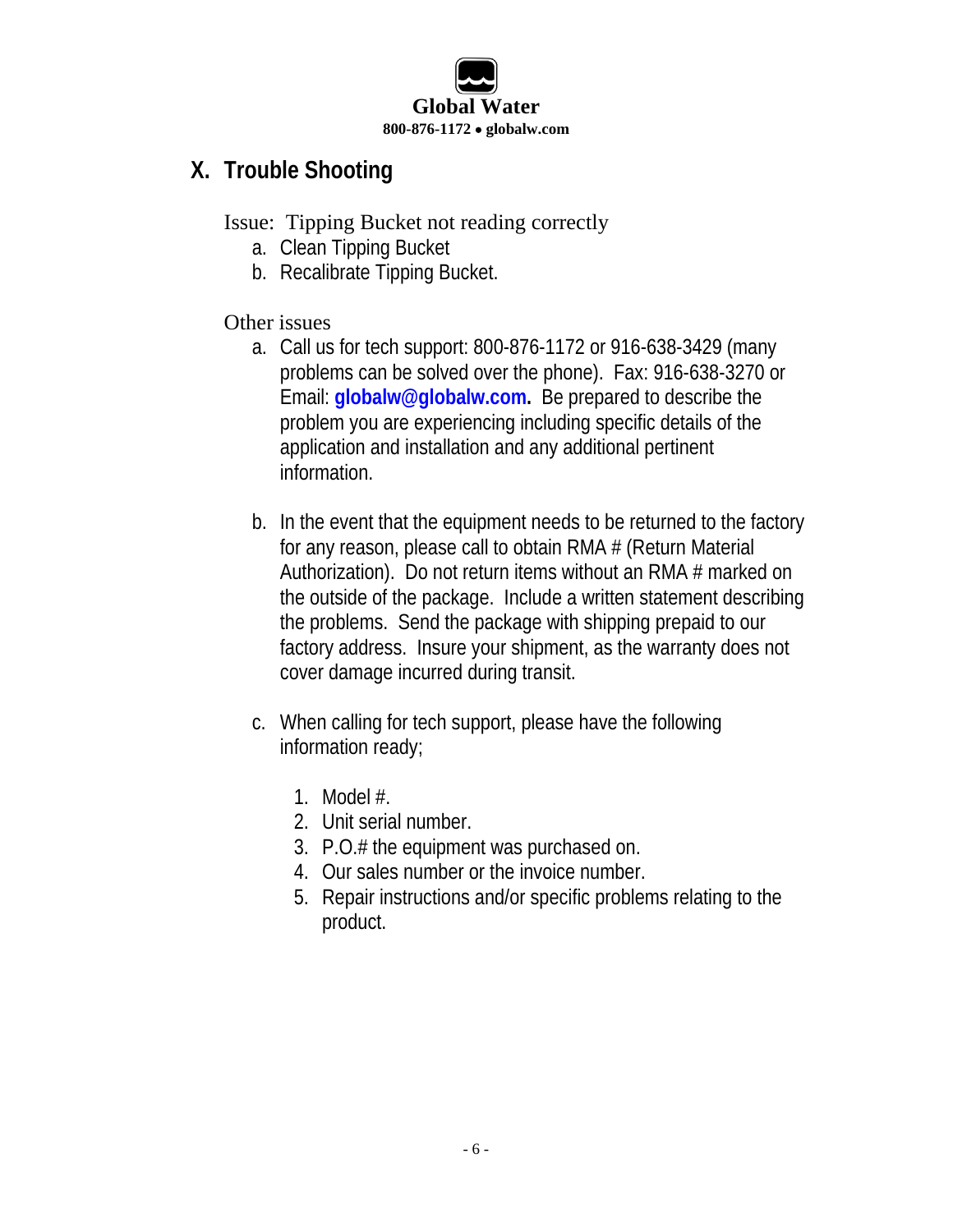## X. Trouble Shooting

Issue: Tipping Bucket not reading correctly

a. Clean Tipping Bucket
b. Recalibrate Tipping Bucket.

Other issues

a. Call us for tech support: 800-876-1172 or 916-638-3429 (many problems can be solved over the phone). Fax: 916-638-3270 or Email: **globalw@globalw.com.** Be prepared to describe the problem you are experiencing including specific details of the application and installation and any additional pertinent information.

b. In the event that the equipment needs to be returned to the factory for any reason, please call to obtain RMA # (Return Material Authorization). Do not return items without an RMA # marked on the outside of the package. Include a written statement describing the problems. Send the package with shipping prepaid to our factory address. Insure your shipment, as the warranty does not cover damage incurred during transit.

c. When calling for tech support, please have the following information ready;

   1. Model #.
   2. Unit serial number.
   3. P.O.# the equipment was purchased on.
   4. Our sales number or the invoice number.
   5. Repair instructions and/or specific problems relating to the product.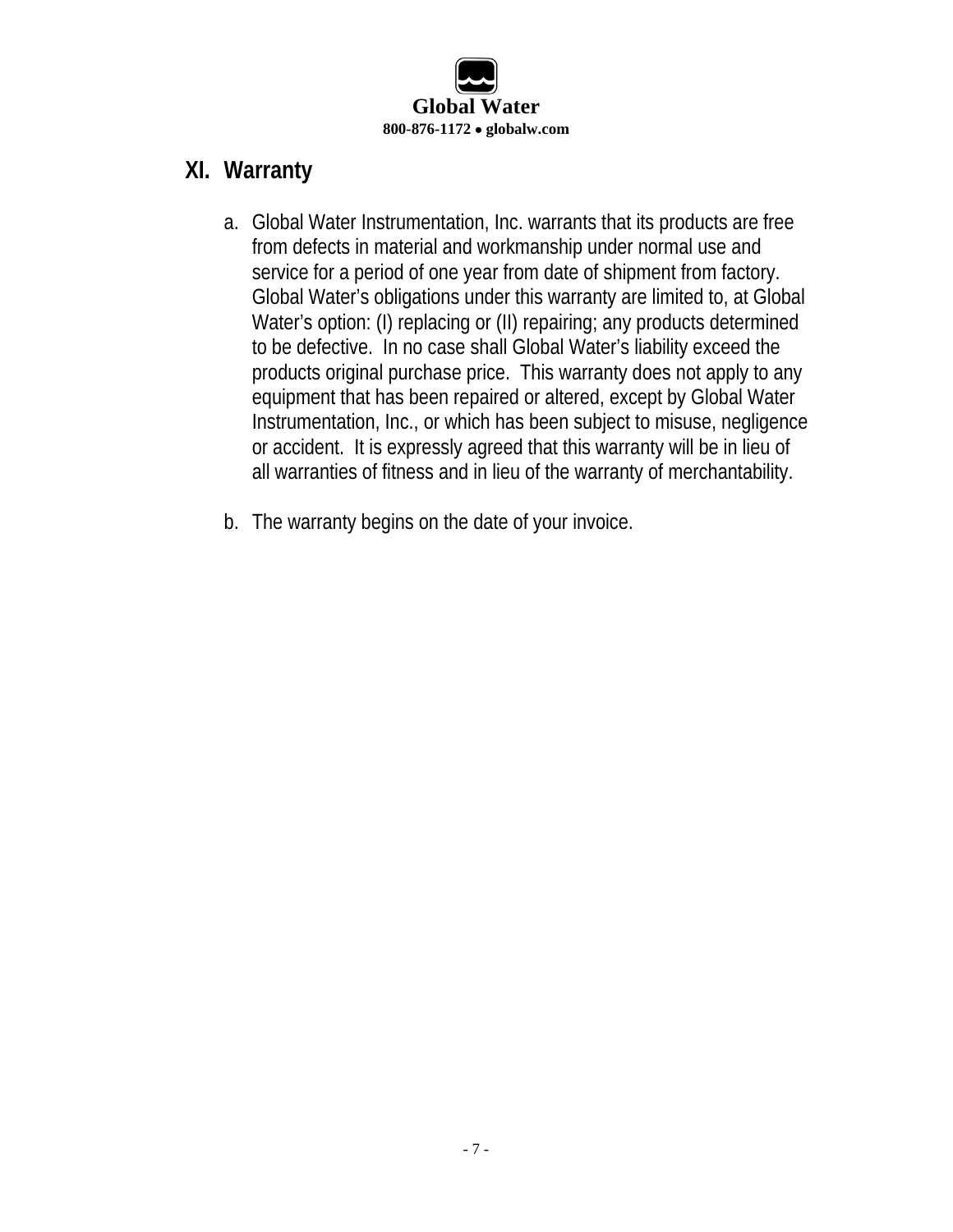## XI. Warranty

a. Global Water Instrumentation, Inc. warrants that its products are free from defects in material and workmanship under normal use and service for a period of one year from date of shipment from factory. Global Water's obligations under this warranty are limited to, at Global Water's option: (I) replacing or (II) repairing; any products determined to be defective. In no case shall Global Water's liability exceed the products original purchase price. This warranty does not apply to any equipment that has been repaired or altered, except by Global Water Instrumentation, Inc., or which has been subject to misuse, negligence or accident. It is expressly agreed that this warranty will be in lieu of all warranties of fitness and in lieu of the warranty of merchantability.

b. The warranty begins on the date of your invoice.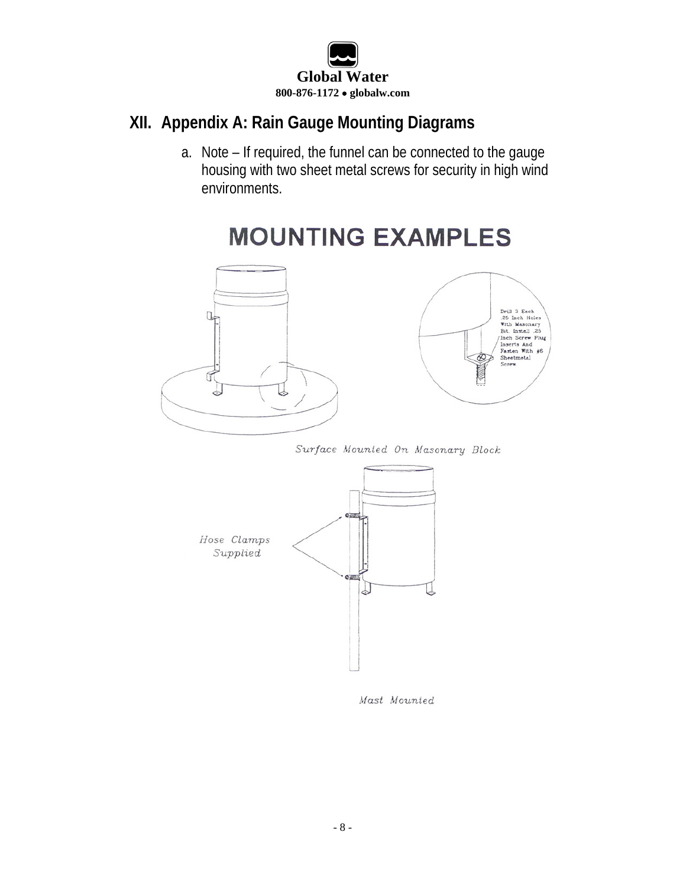## XII. Appendix A: Rain Gauge Mounting Diagrams

a. Note – If required, the funnel can be connected to the gauge housing with two sheet metal screws for security in high wind environments.

MOUNTING EXAMPLES

Drill 3 Each .25 Inch Holes With Masonary Bit. Install .25 Inch Screw Plug Inserts And Fasten With #6 Sheetmetal Screw

Surface Mounted On Masonary Block

Hose Clamps Supplied

Mast Mounted